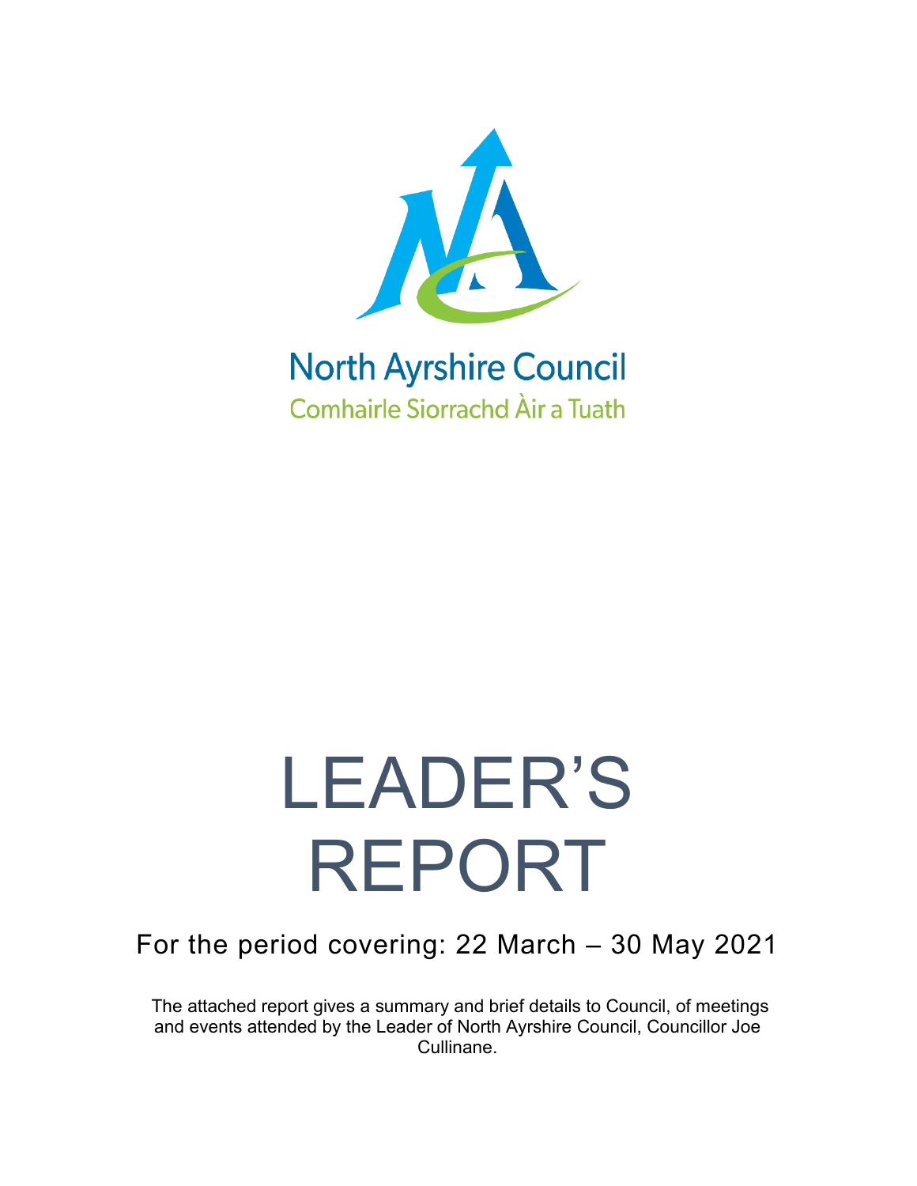North Ayrshire Council

Comhairle Siorrachd Àir a Tuath

# LEADER'S REPORT

## For the period covering: 22 March – 30 May 2021

The attached report gives a summary and brief details to Council, of meetings and events attended by the Leader of North Ayrshire Council, Councillor Joe Cullinane.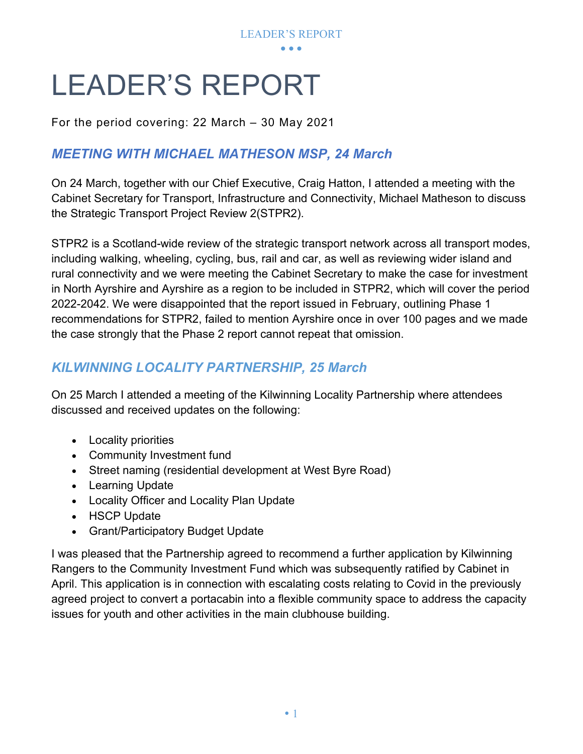# LEADER'S REPORT

For the period covering: 22 March – 30 May 2021

## *MEETING WITH MICHAEL MATHESON MSP, 24 March*

On 24 March, together with our Chief Executive, Craig Hatton, I attended a meeting with the Cabinet Secretary for Transport, Infrastructure and Connectivity, Michael Matheson to discuss the Strategic Transport Project Review 2(STPR2).

STPR2 is a Scotland-wide review of the strategic transport network across all transport modes, including walking, wheeling, cycling, bus, rail and car, as well as reviewing wider island and rural connectivity and we were meeting the Cabinet Secretary to make the case for investment in North Ayrshire and Ayrshire as a region to be included in STPR2, which will cover the period 2022-2042. We were disappointed that the report issued in February, outlining Phase 1 recommendations for STPR2, failed to mention Ayrshire once in over 100 pages and we made the case strongly that the Phase 2 report cannot repeat that omission.

## *KILWINNING LOCALITY PARTNERSHIP, 25 March*

On 25 March I attended a meeting of the Kilwinning Locality Partnership where attendees discussed and received updates on the following:

- Locality priorities
- Community Investment fund
- Street naming (residential development at West Byre Road)
- Learning Update
- Locality Officer and Locality Plan Update
- HSCP Update
- Grant/Participatory Budget Update

I was pleased that the Partnership agreed to recommend a further application by Kilwinning Rangers to the Community Investment Fund which was subsequently ratified by Cabinet in April. This application is in connection with escalating costs relating to Covid in the previously agreed project to convert a portacabin into a flexible community space to address the capacity issues for youth and other activities in the main clubhouse building.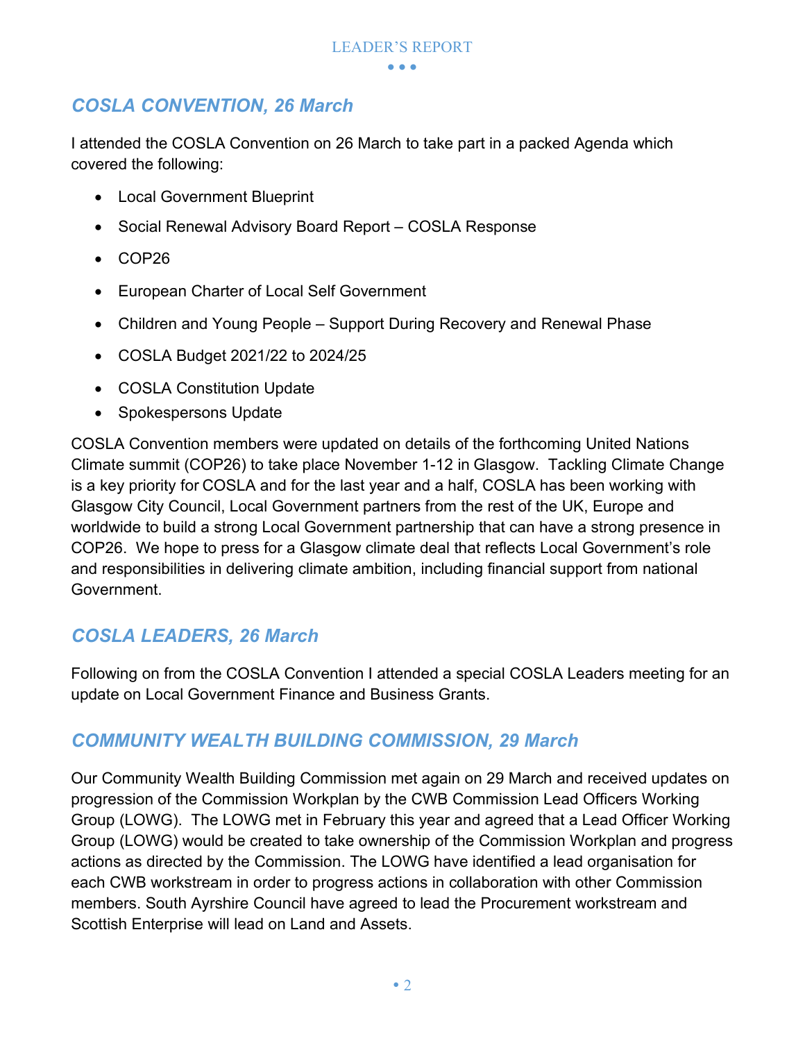## *COSLA CONVENTION, 26 March*

I attended the COSLA Convention on 26 March to take part in a packed Agenda which covered the following:

- Local Government Blueprint
- Social Renewal Advisory Board Report – COSLA Response
- COP26
- European Charter of Local Self Government
- Children and Young People – Support During Recovery and Renewal Phase
- COSLA Budget 2021/22 to 2024/25
- COSLA Constitution Update
- Spokespersons Update

COSLA Convention members were updated on details of the forthcoming United Nations Climate summit (COP26) to take place November 1-12 in Glasgow. Tackling Climate Change is a key priority for COSLA and for the last year and a half, COSLA has been working with Glasgow City Council, Local Government partners from the rest of the UK, Europe and worldwide to build a strong Local Government partnership that can have a strong presence in COP26. We hope to press for a Glasgow climate deal that reflects Local Government's role and responsibilities in delivering climate ambition, including financial support from national Government.

## *COSLA LEADERS, 26 March*

Following on from the COSLA Convention I attended a special COSLA Leaders meeting for an update on Local Government Finance and Business Grants.

## *COMMUNITY WEALTH BUILDING COMMISSION, 29 March*

Our Community Wealth Building Commission met again on 29 March and received updates on progression of the Commission Workplan by the CWB Commission Lead Officers Working Group (LOWG). The LOWG met in February this year and agreed that a Lead Officer Working Group (LOWG) would be created to take ownership of the Commission Workplan and progress actions as directed by the Commission. The LOWG have identified a lead organisation for each CWB workstream in order to progress actions in collaboration with other Commission members. South Ayrshire Council have agreed to lead the Procurement workstream and Scottish Enterprise will lead on Land and Assets.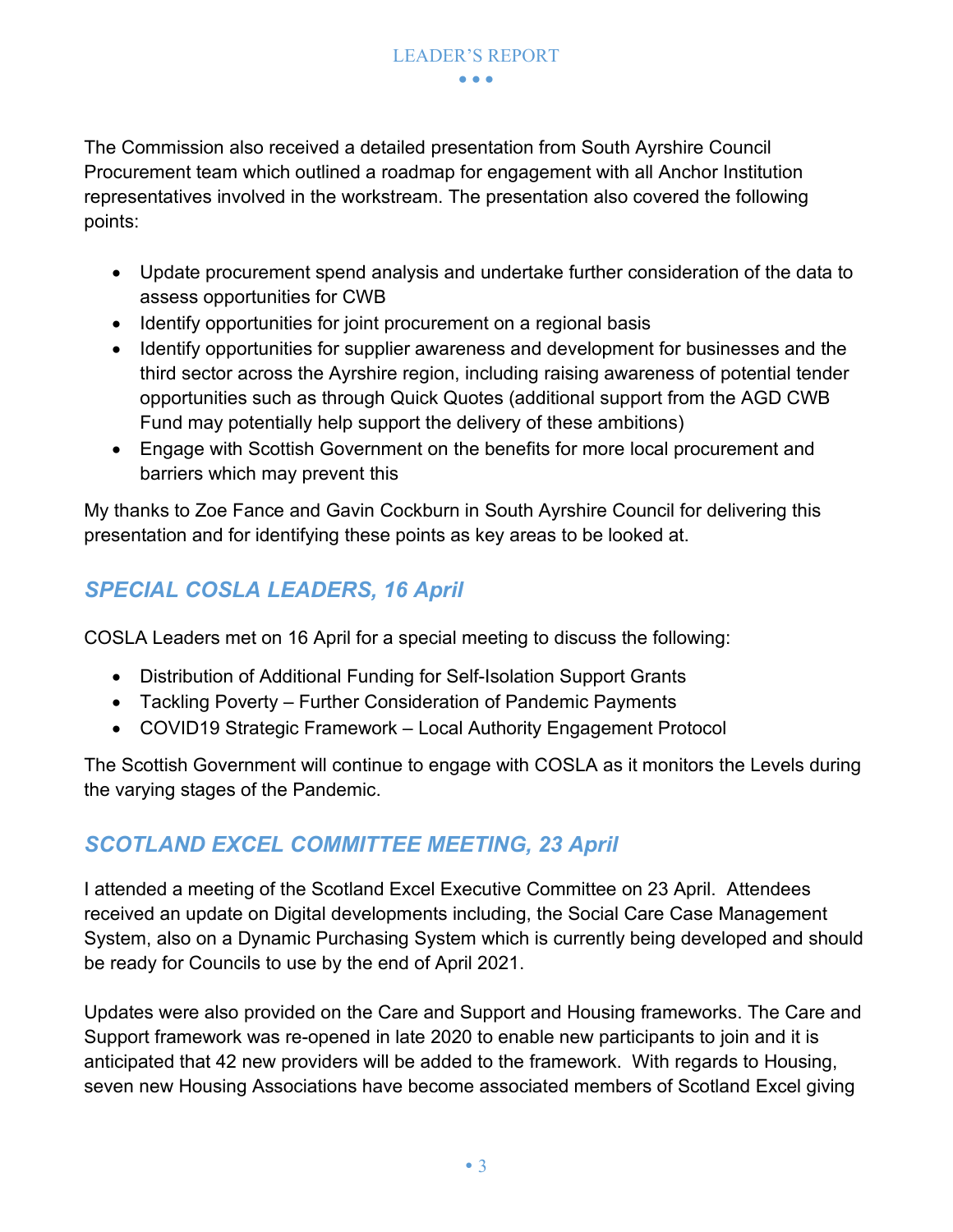The Commission also received a detailed presentation from South Ayrshire Council Procurement team which outlined a roadmap for engagement with all Anchor Institution representatives involved in the workstream. The presentation also covered the following points:

- Update procurement spend analysis and undertake further consideration of the data to assess opportunities for CWB
- Identify opportunities for joint procurement on a regional basis
- Identify opportunities for supplier awareness and development for businesses and the third sector across the Ayrshire region, including raising awareness of potential tender opportunities such as through Quick Quotes (additional support from the AGD CWB Fund may potentially help support the delivery of these ambitions)
- Engage with Scottish Government on the benefits for more local procurement and barriers which may prevent this

My thanks to Zoe Fance and Gavin Cockburn in South Ayrshire Council for delivering this presentation and for identifying these points as key areas to be looked at.

## *SPECIAL COSLA LEADERS, 16 April*

COSLA Leaders met on 16 April for a special meeting to discuss the following:

- Distribution of Additional Funding for Self-Isolation Support Grants
- Tackling Poverty – Further Consideration of Pandemic Payments
- COVID19 Strategic Framework – Local Authority Engagement Protocol

The Scottish Government will continue to engage with COSLA as it monitors the Levels during the varying stages of the Pandemic.

## *SCOTLAND EXCEL COMMITTEE MEETING, 23 April*

I attended a meeting of the Scotland Excel Executive Committee on 23 April. Attendees received an update on Digital developments including, the Social Care Case Management System, also on a Dynamic Purchasing System which is currently being developed and should be ready for Councils to use by the end of April 2021.

Updates were also provided on the Care and Support and Housing frameworks. The Care and Support framework was re-opened in late 2020 to enable new participants to join and it is anticipated that 42 new providers will be added to the framework. With regards to Housing, seven new Housing Associations have become associated members of Scotland Excel giving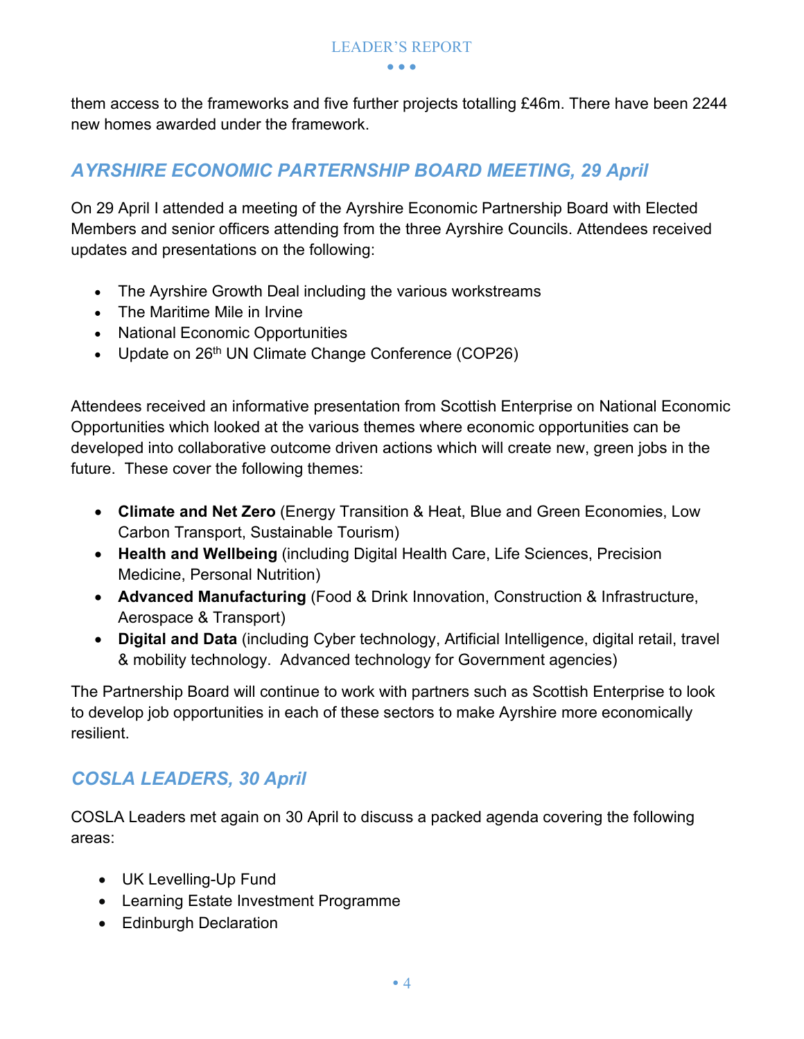them access to the frameworks and five further projects totalling £46m. There have been 2244 new homes awarded under the framework.

## *AYRSHIRE ECONOMIC PARTERNSHIP BOARD MEETING, 29 April*

On 29 April I attended a meeting of the Ayrshire Economic Partnership Board with Elected Members and senior officers attending from the three Ayrshire Councils. Attendees received updates and presentations on the following:

- The Ayrshire Growth Deal including the various workstreams
- The Maritime Mile in Irvine
- National Economic Opportunities
- Update on 26th UN Climate Change Conference (COP26)

Attendees received an informative presentation from Scottish Enterprise on National Economic Opportunities which looked at the various themes where economic opportunities can be developed into collaborative outcome driven actions which will create new, green jobs in the future. These cover the following themes:

- **Climate and Net Zero** (Energy Transition & Heat, Blue and Green Economies, Low Carbon Transport, Sustainable Tourism)
- **Health and Wellbeing** (including Digital Health Care, Life Sciences, Precision Medicine, Personal Nutrition)
- **Advanced Manufacturing** (Food & Drink Innovation, Construction & Infrastructure, Aerospace & Transport)
- **Digital and Data** (including Cyber technology, Artificial Intelligence, digital retail, travel & mobility technology. Advanced technology for Government agencies)

The Partnership Board will continue to work with partners such as Scottish Enterprise to look to develop job opportunities in each of these sectors to make Ayrshire more economically resilient.

## *COSLA LEADERS, 30 April*

COSLA Leaders met again on 30 April to discuss a packed agenda covering the following areas:

- UK Levelling-Up Fund
- Learning Estate Investment Programme
- Edinburgh Declaration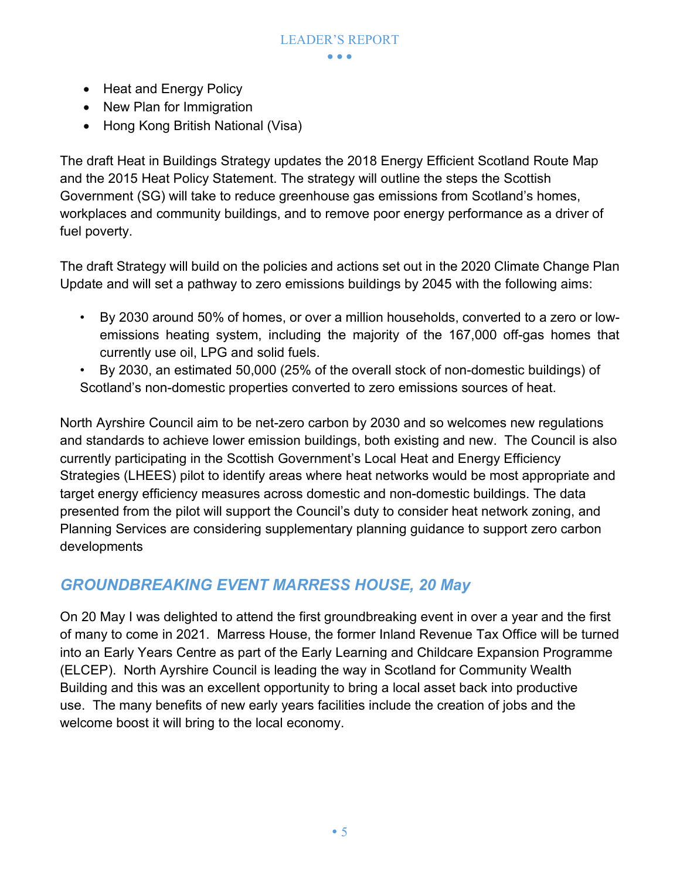- Heat and Energy Policy
- New Plan for Immigration
- Hong Kong British National (Visa)

The draft Heat in Buildings Strategy updates the 2018 Energy Efficient Scotland Route Map and the 2015 Heat Policy Statement. The strategy will outline the steps the Scottish Government (SG) will take to reduce greenhouse gas emissions from Scotland's homes, workplaces and community buildings, and to remove poor energy performance as a driver of fuel poverty.

The draft Strategy will build on the policies and actions set out in the 2020 Climate Change Plan Update and will set a pathway to zero emissions buildings by 2045 with the following aims:

- By 2030 around 50% of homes, or over a million households, converted to a zero or low-emissions heating system, including the majority of the 167,000 off-gas homes that currently use oil, LPG and solid fuels.
- By 2030, an estimated 50,000 (25% of the overall stock of non-domestic buildings) of Scotland's non-domestic properties converted to zero emissions sources of heat.

North Ayrshire Council aim to be net-zero carbon by 2030 and so welcomes new regulations and standards to achieve lower emission buildings, both existing and new. The Council is also currently participating in the Scottish Government's Local Heat and Energy Efficiency Strategies (LHEES) pilot to identify areas where heat networks would be most appropriate and target energy efficiency measures across domestic and non-domestic buildings. The data presented from the pilot will support the Council's duty to consider heat network zoning, and Planning Services are considering supplementary planning guidance to support zero carbon developments

## *GROUNDBREAKING EVENT MARRESS HOUSE, 20 May*

On 20 May I was delighted to attend the first groundbreaking event in over a year and the first of many to come in 2021. Marress House, the former Inland Revenue Tax Office will be turned into an Early Years Centre as part of the Early Learning and Childcare Expansion Programme (ELCEP). North Ayrshire Council is leading the way in Scotland for Community Wealth Building and this was an excellent opportunity to bring a local asset back into productive use. The many benefits of new early years facilities include the creation of jobs and the welcome boost it will bring to the local economy.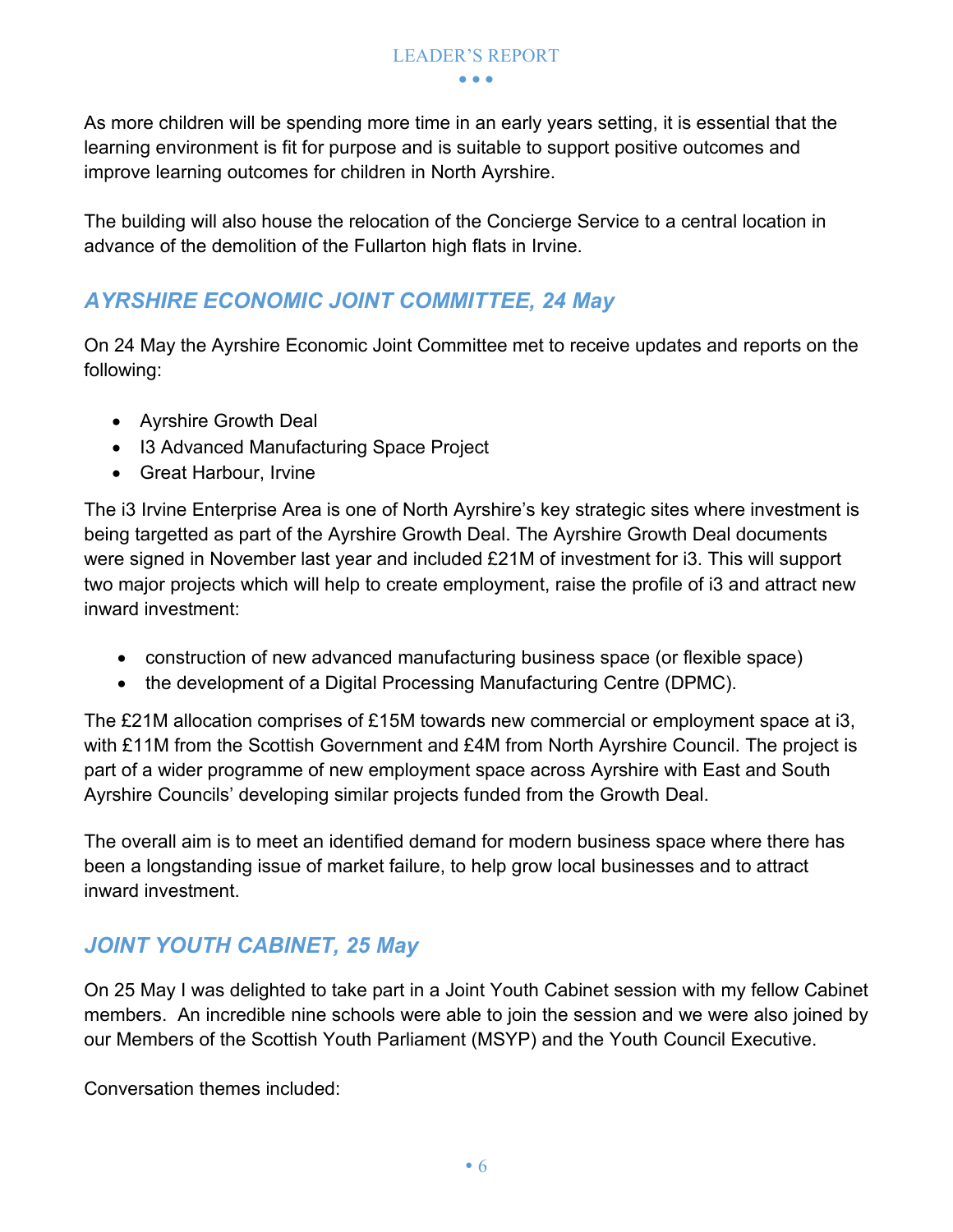As more children will be spending more time in an early years setting, it is essential that the learning environment is fit for purpose and is suitable to support positive outcomes and improve learning outcomes for children in North Ayrshire.

The building will also house the relocation of the Concierge Service to a central location in advance of the demolition of the Fullarton high flats in Irvine.

## *AYRSHIRE ECONOMIC JOINT COMMITTEE, 24 May*

On 24 May the Ayrshire Economic Joint Committee met to receive updates and reports on the following:

- Ayrshire Growth Deal
- I3 Advanced Manufacturing Space Project
- Great Harbour, Irvine

The i3 Irvine Enterprise Area is one of North Ayrshire's key strategic sites where investment is being targetted as part of the Ayrshire Growth Deal. The Ayrshire Growth Deal documents were signed in November last year and included £21M of investment for i3. This will support two major projects which will help to create employment, raise the profile of i3 and attract new inward investment:

- construction of new advanced manufacturing business space (or flexible space)
- the development of a Digital Processing Manufacturing Centre (DPMC).

The £21M allocation comprises of £15M towards new commercial or employment space at i3, with £11M from the Scottish Government and £4M from North Ayrshire Council. The project is part of a wider programme of new employment space across Ayrshire with East and South Ayrshire Councils' developing similar projects funded from the Growth Deal.

The overall aim is to meet an identified demand for modern business space where there has been a longstanding issue of market failure, to help grow local businesses and to attract inward investment.

## *JOINT YOUTH CABINET, 25 May*

On 25 May I was delighted to take part in a Joint Youth Cabinet session with my fellow Cabinet members. An incredible nine schools were able to join the session and we were also joined by our Members of the Scottish Youth Parliament (MSYP) and the Youth Council Executive.

Conversation themes included: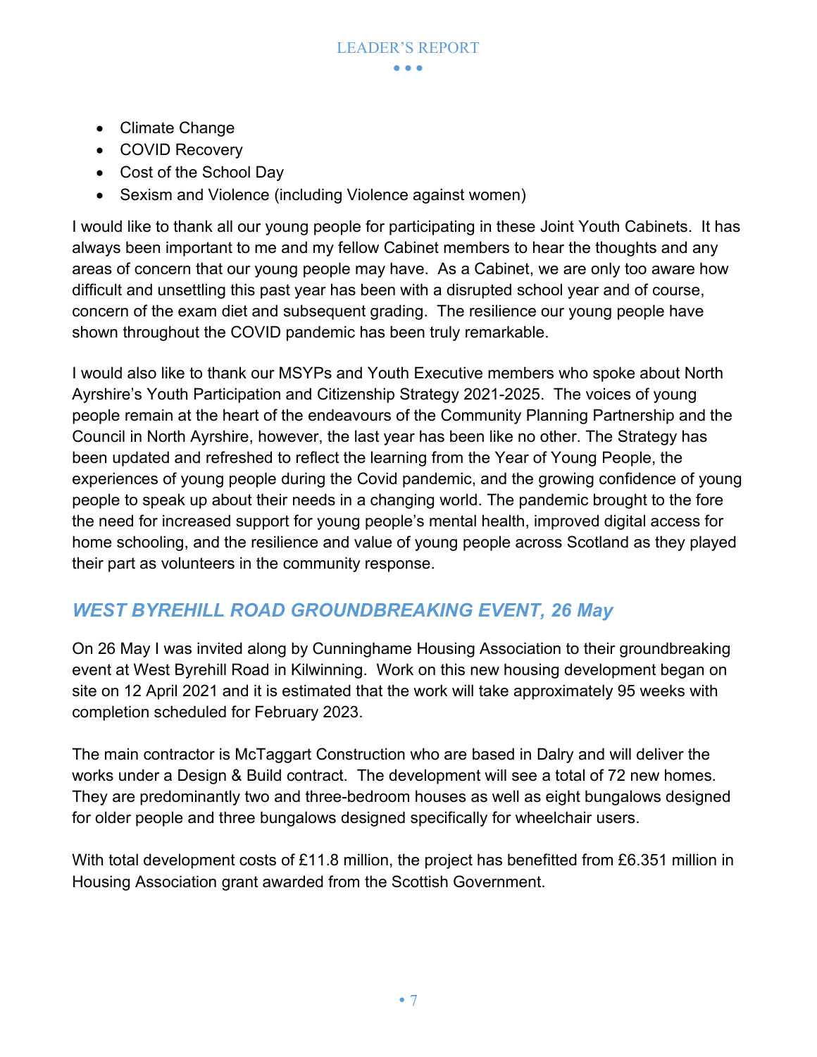- Climate Change
- COVID Recovery
- Cost of the School Day
- Sexism and Violence (including Violence against women)

I would like to thank all our young people for participating in these Joint Youth Cabinets. It has always been important to me and my fellow Cabinet members to hear the thoughts and any areas of concern that our young people may have. As a Cabinet, we are only too aware how difficult and unsettling this past year has been with a disrupted school year and of course, concern of the exam diet and subsequent grading. The resilience our young people have shown throughout the COVID pandemic has been truly remarkable.

I would also like to thank our MSYPs and Youth Executive members who spoke about North Ayrshire's Youth Participation and Citizenship Strategy 2021-2025. The voices of young people remain at the heart of the endeavours of the Community Planning Partnership and the Council in North Ayrshire, however, the last year has been like no other. The Strategy has been updated and refreshed to reflect the learning from the Year of Young People, the experiences of young people during the Covid pandemic, and the growing confidence of young people to speak up about their needs in a changing world. The pandemic brought to the fore the need for increased support for young people's mental health, improved digital access for home schooling, and the resilience and value of young people across Scotland as they played their part as volunteers in the community response.

## *WEST BYREHILL ROAD GROUNDBREAKING EVENT, 26 May*

On 26 May I was invited along by Cunninghame Housing Association to their groundbreaking event at West Byrehill Road in Kilwinning. Work on this new housing development began on site on 12 April 2021 and it is estimated that the work will take approximately 95 weeks with completion scheduled for February 2023.

The main contractor is McTaggart Construction who are based in Dalry and will deliver the works under a Design & Build contract. The development will see a total of 72 new homes. They are predominantly two and three-bedroom houses as well as eight bungalows designed for older people and three bungalows designed specifically for wheelchair users.

With total development costs of £11.8 million, the project has benefitted from £6.351 million in Housing Association grant awarded from the Scottish Government.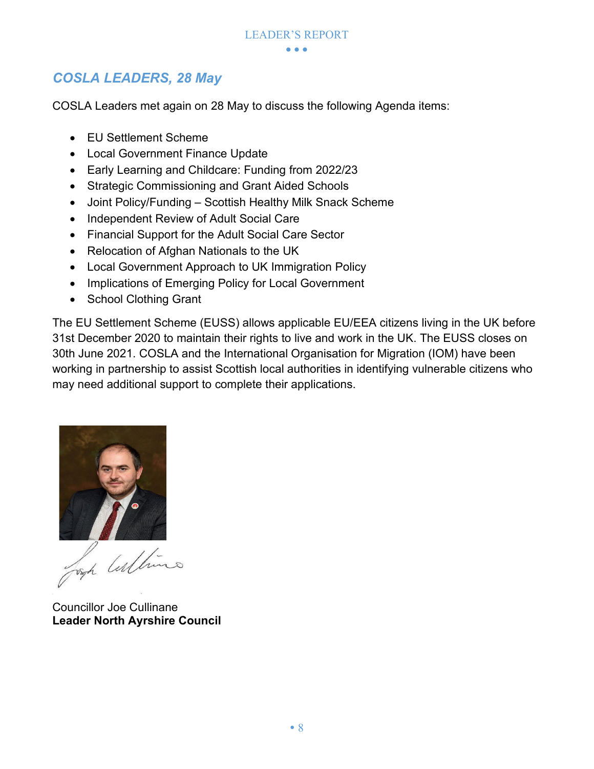## *COSLA LEADERS, 28 May*

COSLA Leaders met again on 28 May to discuss the following Agenda items:

- EU Settlement Scheme
- Local Government Finance Update
- Early Learning and Childcare: Funding from 2022/23
- Strategic Commissioning and Grant Aided Schools
- Joint Policy/Funding – Scottish Healthy Milk Snack Scheme
- Independent Review of Adult Social Care
- Financial Support for the Adult Social Care Sector
- Relocation of Afghan Nationals to the UK
- Local Government Approach to UK Immigration Policy
- Implications of Emerging Policy for Local Government
- School Clothing Grant

The EU Settlement Scheme (EUSS) allows applicable EU/EEA citizens living in the UK before 31st December 2020 to maintain their rights to live and work in the UK. The EUSS closes on 30th June 2021. COSLA and the International Organisation for Migration (IOM) have been working in partnership to assist Scottish local authorities in identifying vulnerable citizens who may need additional support to complete their applications.

Councillor Joe Cullinane
**Leader North Ayrshire Council**